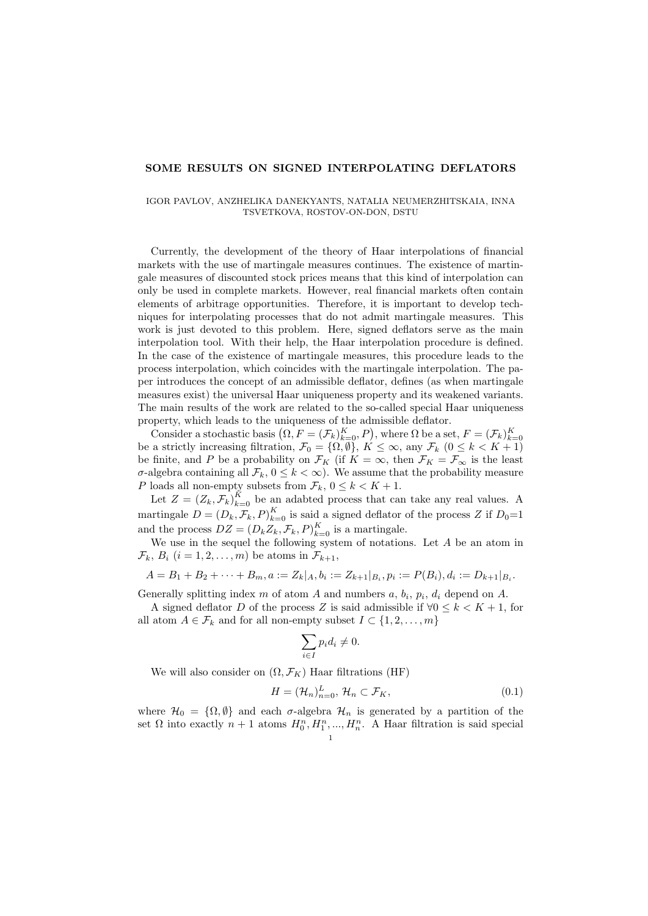# SOME RESULTS ON SIGNED INTERPOLATING DEFLATORS

IGOR PAVLOV, ANZHELIKA DANEKYANTS, NATALIA NEUMERZHITSKAIA, INNA TSVETKOVA, ROSTOV-ON-DON, DSTU

Currently, the development of the theory of Haar interpolations of financial markets with the use of martingale measures continues. The existence of martingale measures of discounted stock prices means that this kind of interpolation can only be used in complete markets. However, real financial markets often contain elements of arbitrage opportunities. Therefore, it is important to develop techniques for interpolating processes that do not admit martingale measures. This work is just devoted to this problem. Here, signed deflators serve as the main interpolation tool. With their help, the Haar interpolation procedure is defined. In the case of the existence of martingale measures, this procedure leads to the process interpolation, which coincides with the martingale interpolation. The paper introduces the concept of an admissible deflator, defines (as when martingale measures exist) the universal Haar uniqueness property and its weakened variants. The main results of the work are related to the so-called special Haar uniqueness property, which leads to the uniqueness of the admissible deflator.

Consider a stochastic basis $\left(\Omega, F = (\mathcal{F}_k)_{k=0}^K, P\right)$, where $\Omega$ be a set, $F = (\mathcal{F}_k)_{k=0}^K$ be a strictly increasing filtration, $\mathcal{F}_0 = \{\Omega, \emptyset\}$, $K \leq \infty$, any $\mathcal{F}_k$ $(0 \leq k < K+1)$ be finite, and $P$ be a probability on $\mathcal{F}_K$ (if $K = \infty$, then $\mathcal{F}_K = \mathcal{F}_\infty$ is the least $\sigma$-algebra containing all $\mathcal{F}_k$, $0 \leq k < \infty$). We assume that the probability measure $P$ loads all non-empty subsets from $\mathcal{F}_k$, $0 \leq k < K+1$.

Let $Z = (Z_k, \mathcal{F}_k)_{k=0}^K$ be an adabted process that can take any real values. A martingale $D = (D_k, \mathcal{F}_k, P)_{k=0}^K$ is said a signed deflator of the process $Z$ if $D_0$=1 and the process $DZ = (D_k Z_k, \mathcal{F}_k, P)_{k=0}^K$ is a martingale.

We use in the sequel the following system of notations. Let $A$ be an atom in $\mathcal{F}_k$, $B_i$ $(i = 1, 2, \ldots, m)$ be atoms in $\mathcal{F}_{k+1}$,

$$A = B_1 + B_2 + \cdots + B_m, a := Z_k|_A, b_i := Z_{k+1}|_{B_i}, p_i := P(B_i), d_i := D_{k+1}|_{B_i}.$$

Generally splitting index $m$ of atom $A$ and numbers $a$, $b_i$, $p_i$, $d_i$ depend on $A$.

A signed deflator $D$ of the process $Z$ is said admissible if $\forall 0 \leq k < K+1$, for all atom $A \in \mathcal{F}_k$ and for all non-empty subset $I \subset \{1, 2, \ldots, m\}$

$$\sum_{i \in I} p_i d_i \neq 0.$$

We will also consider on $(\Omega, \mathcal{F}_K)$ Haar filtrations (HF)

$$H = (\mathcal{H}_n)_{n=0}^L, \mathcal{H}_n \subset \mathcal{F}_K, \tag{0.1}$$

where $\mathcal{H}_0 = \{\Omega, \emptyset\}$ and each $\sigma$-algebra $\mathcal{H}_n$ is generated by a partition of the set $\Omega$ into exactly $n+1$ atoms $H_0^n, H_1^n, ..., H_n^n$. A Haar filtration is said special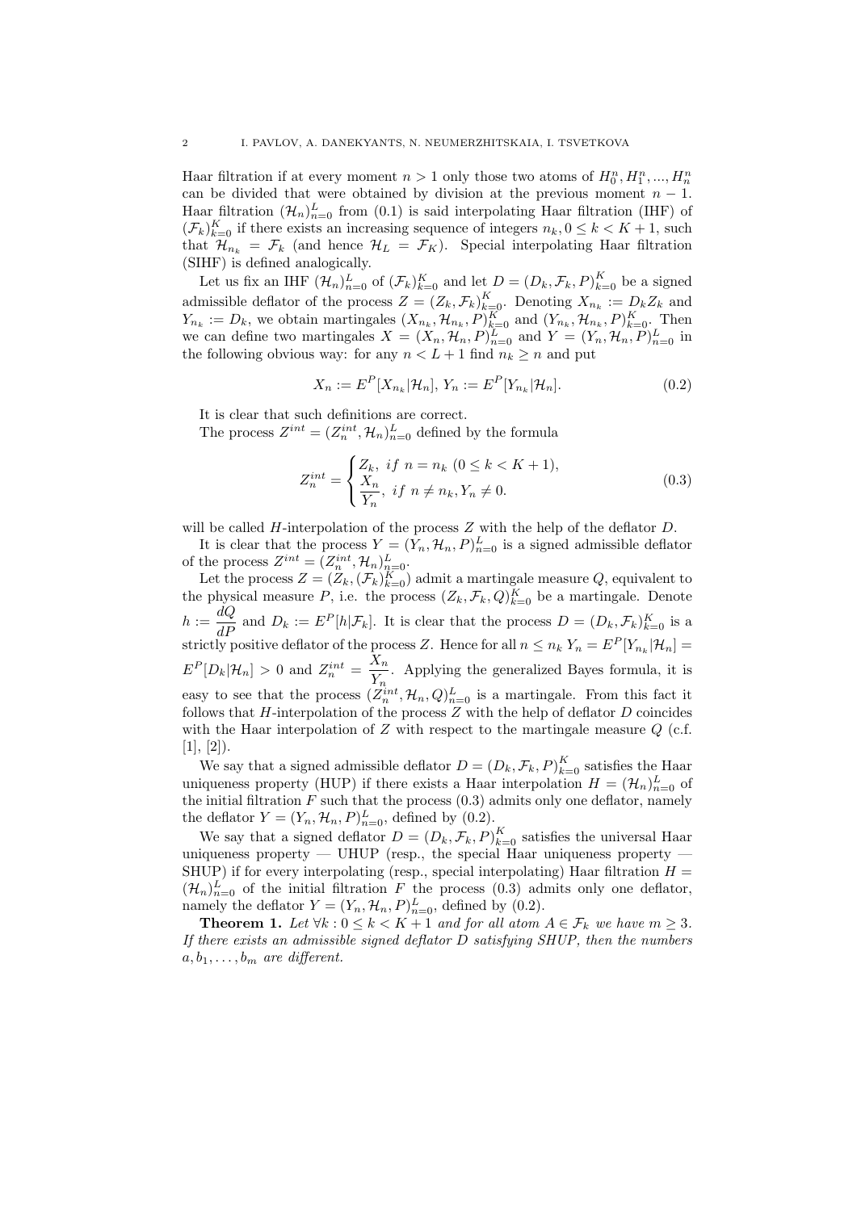Haar filtration if at every moment $n > 1$ only those two atoms of $H_0^n, H_1^n, ..., H_n^n$ can be divided that were obtained by division at the previous moment $n-1$. Haar filtration $(\mathcal{H}_n)_{n=0}^L$ from (0.1) is said interpolating Haar filtration (IHF) of $(\mathcal{F}_k)_{k=0}^K$ if there exists an increasing sequence of integers $n_k, 0 \leq k < K+1$, such that $\mathcal{H}_{n_k} = \mathcal{F}_k$ (and hence $\mathcal{H}_L = \mathcal{F}_K$). Special interpolating Haar filtration (SIHF) is defined analogically.

Let us fix an IHF $(\mathcal{H}_n)_{n=0}^L$ of $(\mathcal{F}_k)_{k=0}^K$ and let $D = (D_k, \mathcal{F}_k, P)_{k=0}^K$ be a signed admissible deflator of the process $Z = (Z_k, \mathcal{F}_k)_{k=0}^K$. Denoting $X_{n_k} := D_k Z_k$ and $Y_{n_k} := D_k$, we obtain martingales $(X_{n_k}, \mathcal{H}_{n_k}, P)_{k=0}^K$ and $(Y_{n_k}, \mathcal{H}_{n_k}, P)_{k=0}^K$. Then we can define two martingales $X = (X_n, \mathcal{H}_n, P)_{n=0}^L$ and $Y = (Y_n, \mathcal{H}_n, P)_{n=0}^L$ in the following obvious way: for any $n < L+1$ find $n_k \geq n$ and put

$$X_n := E^P[X_{n_k} | \mathcal{H}_n],\ Y_n := E^P[Y_{n_k} | \mathcal{H}_n]. \tag{0.2}$$

It is clear that such definitions are correct.

The process $Z^{int} = (Z_n^{int}, \mathcal{H}_n)_{n=0}^L$ defined by the formula

$$Z_n^{int} = \begin{cases} Z_k,\ if\ n = n_k\ (0 \leq k < K+1), \\ \dfrac{X_n}{Y_n},\ if\ n \neq n_k, Y_n \neq 0. \end{cases} \tag{0.3}$$

will be called $H$-interpolation of the process $Z$ with the help of the deflator $D$.

It is clear that the process $Y = (Y_n, \mathcal{H}_n, P)_{n=0}^L$ is a signed admissible deflator of the process $Z^{int} = (Z_n^{int}, \mathcal{H}_n)_{n=0}^L$.

Let the process $Z = (Z_k, (\mathcal{F}_k)_{k=0}^K)$ admit a martingale measure $Q$, equivalent to the physical measure $P$, i.e. the process $(Z_k, \mathcal{F}_k, Q)_{k=0}^K$ be a martingale. Denote $h := \dfrac{dQ}{dP}$ and $D_k := E^P[h|\mathcal{F}_k]$. It is clear that the process $D = (D_k, \mathcal{F}_k)_{k=0}^K$ is a strictly positive deflator of the process $Z$. Hence for all $n \leq n_k$ $Y_n = E^P[Y_{n_k}|\mathcal{H}_n] = E^P[D_k|\mathcal{H}_n] > 0$ and $Z_n^{int} = \dfrac{X_n}{Y_n}$. Applying the generalized Bayes formula, it is easy to see that the process $(Z_n^{int}, \mathcal{H}_n, Q)_{n=0}^L$ is a martingale. From this fact it follows that $H$-interpolation of the process $Z$ with the help of deflator $D$ coincides with the Haar interpolation of $Z$ with respect to the martingale measure $Q$ (c.f. [1], [2]).

We say that a signed admissible deflator $D = (D_k, \mathcal{F}_k, P)_{k=0}^K$ satisfies the Haar uniqueness property (HUP) if there exists a Haar interpolation $H = (\mathcal{H}_n)_{n=0}^L$ of the initial filtration $F$ such that the process (0.3) admits only one deflator, namely the deflator $Y = (Y_n, \mathcal{H}_n, P)_{n=0}^L$, defined by (0.2).

We say that a signed deflator $D = (D_k, \mathcal{F}_k, P)_{k=0}^K$ satisfies the universal Haar uniqueness property — UHUP (resp., the special Haar uniqueness property — SHUP) if for every interpolating (resp., special interpolating) Haar filtration $H = (\mathcal{H}_n)_{n=0}^L$ of the initial filtration $F$ the process (0.3) admits only one deflator, namely the deflator $Y = (Y_n, \mathcal{H}_n, P)_{n=0}^L$, defined by (0.2).

**Theorem 1.** *Let $\forall k : 0 \leq k < K+1$ and for all atom $A \in \mathcal{F}_k$ we have $m \geq 3$. If there exists an admissible signed deflator $D$ satisfying SHUP, then the numbers $a, b_1, \ldots, b_m$ are different.*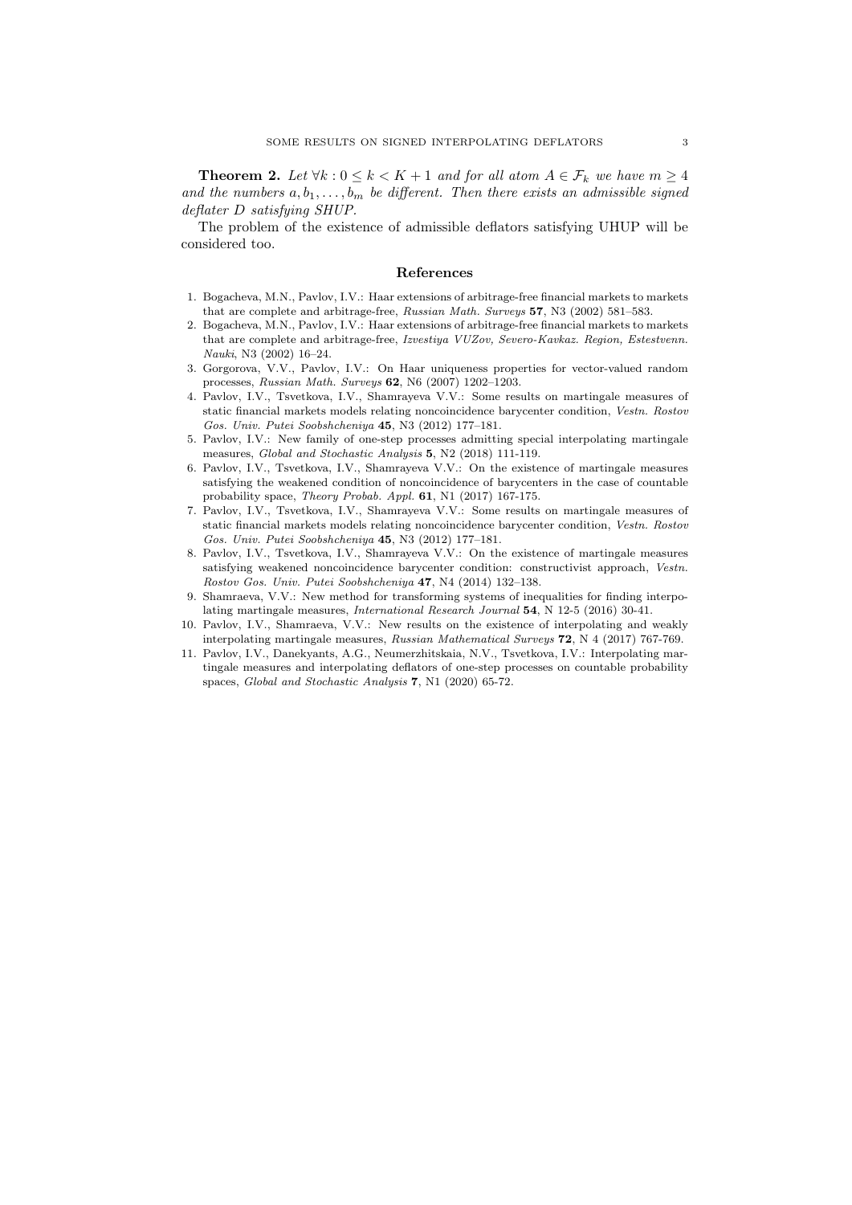**Theorem 2.** *Let $\forall k : 0 \leq k < K + 1$ and for all atom $A \in \mathcal{F}_k$ we have $m \geq 4$ and the numbers $a, b_1, \ldots, b_m$ be different. Then there exists an admissible signed deflater $D$ satisfying SHUP.*

The problem of the existence of admissible deflators satisfying UHUP will be considered too.

## References

1. Bogacheva, M.N., Pavlov, I.V.: Haar extensions of arbitrage-free financial markets to markets that are complete and arbitrage-free, *Russian Math. Surveys* **57**, N3 (2002) 581–583.
2. Bogacheva, M.N., Pavlov, I.V.: Haar extensions of arbitrage-free financial markets to markets that are complete and arbitrage-free, *Izvestiya VUZov, Severo-Kavkaz. Region, Estestvenn. Nauki*, N3 (2002) 16–24.
3. Gorgorova, V.V., Pavlov, I.V.: On Haar uniqueness properties for vector-valued random processes, *Russian Math. Surveys* **62**, N6 (2007) 1202–1203.
4. Pavlov, I.V., Tsvetkova, I.V., Shamrayeva V.V.: Some results on martingale measures of static financial markets models relating noncoincidence barycenter condition, *Vestn. Rostov Gos. Univ. Putei Soobshcheniya* **45**, N3 (2012) 177–181.
5. Pavlov, I.V.: New family of one-step processes admitting special interpolating martingale measures, *Global and Stochastic Analysis* **5**, N2 (2018) 111-119.
6. Pavlov, I.V., Tsvetkova, I.V., Shamrayeva V.V.: On the existence of martingale measures satisfying the weakened condition of noncoincidence of barycenters in the case of countable probability space, *Theory Probab. Appl.* **61**, N1 (2017) 167-175.
7. Pavlov, I.V., Tsvetkova, I.V., Shamrayeva V.V.: Some results on martingale measures of static financial markets models relating noncoincidence barycenter condition, *Vestn. Rostov Gos. Univ. Putei Soobshcheniya* **45**, N3 (2012) 177–181.
8. Pavlov, I.V., Tsvetkova, I.V., Shamrayeva V.V.: On the existence of martingale measures satisfying weakened noncoincidence barycenter condition: constructivist approach, *Vestn. Rostov Gos. Univ. Putei Soobshcheniya* **47**, N4 (2014) 132–138.
9. Shamraeva, V.V.: New method for transforming systems of inequalities for finding interpolating martingale measures, *International Research Journal* **54**, N 12-5 (2016) 30-41.
10. Pavlov, I.V., Shamraeva, V.V.: New results on the existence of interpolating and weakly interpolating martingale measures, *Russian Mathematical Surveys* **72**, N 4 (2017) 767-769.
11. Pavlov, I.V., Danekyants, A.G., Neumerzhitskaia, N.V., Tsvetkova, I.V.: Interpolating martingale measures and interpolating deflators of one-step processes on countable probability spaces, *Global and Stochastic Analysis* **7**, N1 (2020) 65-72.